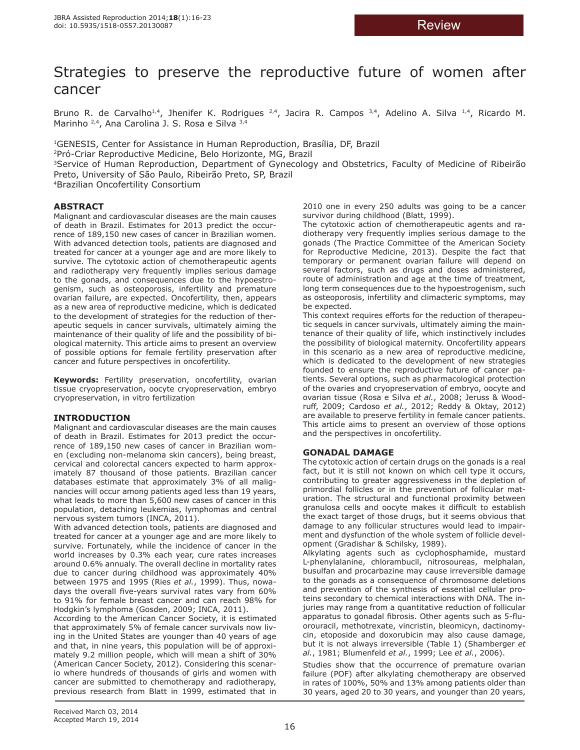Review

# Strategies to preserve the reproductive future of women after cancer

Bruno R. de Carvalho[1,4], Jhenifer K. Rodrigues [2,4], Jacira R. Campos [3,4], Adelino A. Silva [1,4], Ricardo M. Marinho [2,4], Ana Carolina J. S. Rosa e Silva [3,4]

[1]GENESIS, Center for Assistance in Human Reproduction, Brasília, DF, Brazil
[2]Pró-Criar Reproductive Medicine, Belo Horizonte, MG, Brazil
[3]Service of Human Reproduction, Department of Gynecology and Obstetrics, Faculty of Medicine of Ribeirão Preto, University of São Paulo, Ribeirão Preto, SP, Brazil
[4]Brazilian Oncofertility Consortium

## ABSTRACT

Malignant and cardiovascular diseases are the main causes of death in Brazil. Estimates for 2013 predict the occurrence of 189,150 new cases of cancer in Brazilian women. With advanced detection tools, patients are diagnosed and treated for cancer at a younger age and are more likely to survive. The cytotoxic action of chemotherapeutic agents and radiotherapy very frequently implies serious damage to the gonads, and consequences due to the hypoestrogenism, such as osteoporosis, infertility and premature ovarian failure, are expected. Oncofertility, then, appears as a new area of reproductive medicine, which is dedicated to the development of strategies for the reduction of therapeutic sequels in cancer survivals, ultimately aiming the maintenance of their quality of life and the possibility of biological maternity. This article aims to present an overview of possible options for female fertility preservation after cancer and future perspectives in oncofertility.

**Keywords:** Fertility preservation, oncofertility, ovarian tissue cryopreservation, oocyte cryopreservation, embryo cryopreservation, in vitro fertilization

## INTRODUCTION

Malignant and cardiovascular diseases are the main causes of death in Brazil. Estimates for 2013 predict the occurrence of 189,150 new cases of cancer in Brazilian women (excluding non-melanoma skin cancers), being breast, cervical and colorectal cancers expected to harm approximately 87 thousand of those patients. Brazilian cancer databases estimate that approximately 3% of all malignancies will occur among patients aged less than 19 years, what leads to more than 5,600 new cases of cancer in this population, detaching leukemias, lymphomas and central nervous system tumors (INCA, 2011).

With advanced detection tools, patients are diagnosed and treated for cancer at a younger age and are more likely to survive. Fortunately, while the incidence of cancer in the world increases by 0.3% each year, cure rates increases around 0.6% annualy. The overall decline in mortality rates due to cancer during childhood was approximately 40% between 1975 and 1995 (Ries *et al.*, 1999). Thus, nowadays the overall five-years survival rates vary from 60% to 91% for female breast cancer and can reach 98% for Hodgkin's lymphoma (Gosden, 2009; INCA, 2011).

According to the American Cancer Society, it is estimated that approximately 5% of female cancer survivals now living in the United States are younger than 40 years of age and that, in nine years, this population will be of approximately 9.2 million people, which will mean a shift of 30% (American Cancer Society, 2012). Considering this scenario where hundreds of thousands of girls and women with cancer are submitted to chemotherapy and radiotherapy, previous research from Blatt in 1999, estimated that in 2010 one in every 250 adults was going to be a cancer survivor during childhood (Blatt, 1999).

The cytotoxic action of chemotherapeutic agents and radiotherapy very frequently implies serious damage to the gonads (The Practice Committee of the American Society for Reproductive Medicine, 2013). Despite the fact that temporary or permanent ovarian failure will depend on several factors, such as drugs and doses administered, route of administration and age at the time of treatment, long term consequences due to the hypoestrogenism, such as osteoporosis, infertility and climacteric symptoms, may be expected.

This context requires efforts for the reduction of therapeutic sequels in cancer survivals, ultimately aiming the maintenance of their quality of life, which instinctively includes the possibility of biological maternity. Oncofertility appears in this scenario as a new area of reproductive medicine, which is dedicated to the development of new strategies founded to ensure the reproductive future of cancer patients. Several options, such as pharmacological protection of the ovaries and cryopreservation of embryo, oocyte and ovarian tissue (Rosa e Silva *et al.*, 2008; Jeruss & Woodruff, 2009; Cardoso *et al.*, 2012; Reddy & Oktay, 2012) are available to preserve fertility in female cancer patients. This article aims to present an overview of those options and the perspectives in oncofertility.

## GONADAL DAMAGE

The cytotoxic action of certain drugs on the gonads is a real fact, but it is still not known on which cell type it occurs, contributing to greater aggressiveness in the depletion of primordial follicles or in the prevention of follicular maturation. The structural and functional proximity between granulosa cells and oocyte makes it difficult to establish the exact target of those drugs, but it seems obvious that damage to any follicular structures would lead to impairment and dysfunction of the whole system of follicle development (Gradishar & Schilsky, 1989).

Alkylating agents such as cyclophosphamide, mustard L-phenylalanine, chlorambucil, nitrosoureas, melphalan, busulfan and procarbazine may cause irreversible damage to the gonads as a consequence of chromosome deletions and prevention of the synthesis of essential cellular proteins secondary to chemical interactions with DNA. The injuries may range from a quantitative reduction of follicular apparatus to gonadal fibrosis. Other agents such as 5-fluorouracil, methotrexate, vincristin, bleomicyn, dactinomycin, etoposide and doxorubicin may also cause damage, but it is not always irreversible (Table 1) (Shamberger *et al.*, 1981; Blumenfeld *et al.*, 1999; Lee *et al.*, 2006).

Studies show that the occurrence of premature ovarian failure (POF) after alkylating chemotherapy are observed in rates of 100%, 50% and 13% among patients older than 30 years, aged 20 to 30 years, and younger than 20 years,

Received March 03, 2014
Accepted March 19, 2014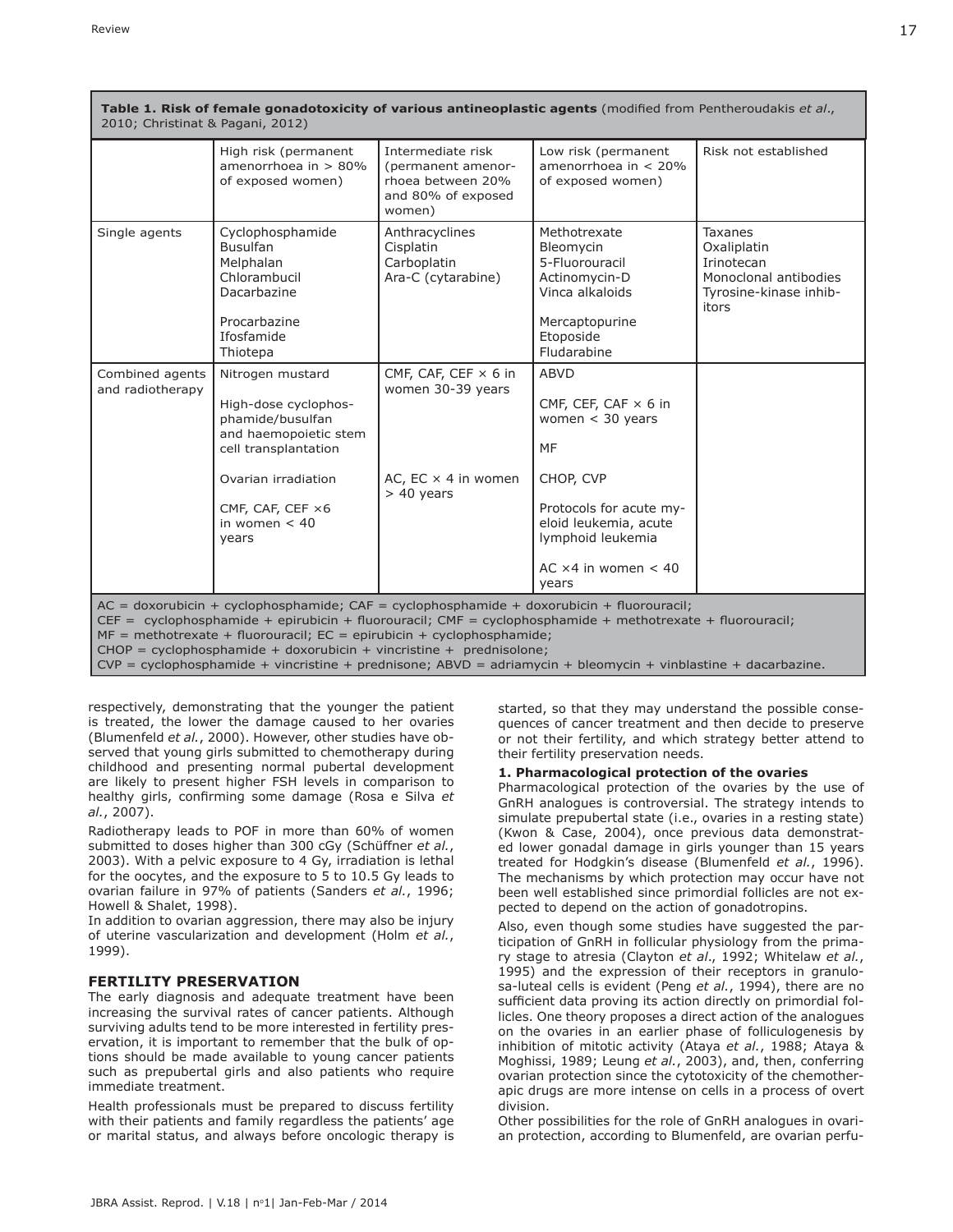**Table 1. Risk of female gonadotoxicity of various antineoplastic agents** (modified from Pentheroudakis *et al*., 2010; Christinat & Pagani, 2012)

| | High risk (permanent amenorrhoea in > 80% of exposed women) | Intermediate risk (permanent amenorrhoea between 20% and 80% of exposed women) | Low risk (permanent amenorrhoea in < 20% of exposed women) | Risk not established |
|---|---|---|---|---|
| Single agents | Cyclophosphamide<br>Busulfan<br>Melphalan<br>Chlorambucil<br>Dacarbazine<br>Procarbazine<br>Ifosfamide<br>Thiotepa | Anthracyclines<br>Cisplatin<br>Carboplatin<br>Ara-C (cytarabine) | Methotrexate<br>Bleomycin<br>5-Fluorouracil<br>Actinomycin-D<br>Vinca alkaloids<br>Mercaptopurine<br>Etoposide<br>Fludarabine | Taxanes<br>Oxaliplatin<br>Irinotecan<br>Monoclonal antibodies<br>Tyrosine-kinase inhibitors |
| Combined agents and radiotherapy | Nitrogen mustard<br>High-dose cyclophosphamide/busulfan and haemopoietic stem cell transplantation<br>Ovarian irradiation<br>CMF, CAF, CEF ×6 in women < 40 years | CMF, CAF, CEF × 6 in women 30-39 years<br>AC, EC × 4 in women > 40 years | ABVD<br>CMF, CEF, CAF × 6 in women < 30 years<br>MF<br>CHOP, CVP<br>Protocols for acute myeloid leukemia, acute lymphoid leukemia<br>AC ×4 in women < 40 years | |

AC = doxorubicin + cyclophosphamide; CAF = cyclophosphamide + doxorubicin + fluorouracil;
CEF = cyclophosphamide + epirubicin + fluorouracil; CMF = cyclophosphamide + methotrexate + fluorouracil;
MF = methotrexate + fluorouracil; EC = epirubicin + cyclophosphamide;
CHOP = cyclophosphamide + doxorubicin + vincristine + prednisolone;
CVP = cyclophosphamide + vincristine + prednisone; ABVD = adriamycin + bleomycin + vinblastine + dacarbazine.

respectively, demonstrating that the younger the patient is treated, the lower the damage caused to her ovaries (Blumenfeld *et al.*, 2000). However, other studies have observed that young girls submitted to chemotherapy during childhood and presenting normal pubertal development are likely to present higher FSH levels in comparison to healthy girls, confirming some damage (Rosa e Silva *et al.*, 2007).

Radiotherapy leads to POF in more than 60% of women submitted to doses higher than 300 cGy (Schüffner *et al.*, 2003). With a pelvic exposure to 4 Gy, irradiation is lethal for the oocytes, and the exposure to 5 to 10.5 Gy leads to ovarian failure in 97% of patients (Sanders *et al.*, 1996; Howell & Shalet, 1998).

In addition to ovarian aggression, there may also be injury of uterine vascularization and development (Holm *et al.*, 1999).

## FERTILITY PRESERVATION

The early diagnosis and adequate treatment have been increasing the survival rates of cancer patients. Although surviving adults tend to be more interested in fertility preservation, it is important to remember that the bulk of options should be made available to young cancer patients such as prepubertal girls and also patients who require immediate treatment.

Health professionals must be prepared to discuss fertility with their patients and family regardless the patients' age or marital status, and always before oncologic therapy is started, so that they may understand the possible consequences of cancer treatment and then decide to preserve or not their fertility, and which strategy better attend to their fertility preservation needs.

### 1. Pharmacological protection of the ovaries

Pharmacological protection of the ovaries by the use of GnRH analogues is controversial. The strategy intends to simulate prepubertal state (i.e., ovaries in a resting state) (Kwon & Case, 2004), once previous data demonstrated lower gonadal damage in girls younger than 15 years treated for Hodgkin's disease (Blumenfeld *et al.*, 1996). The mechanisms by which protection may occur have not been well established since primordial follicles are not expected to depend on the action of gonadotropins.

Also, even though some studies have suggested the participation of GnRH in follicular physiology from the primary stage to atresia (Clayton *et al*., 1992; Whitelaw *et al.*, 1995) and the expression of their receptors in granulosa-luteal cells is evident (Peng *et al.*, 1994), there are no sufficient data proving its action directly on primordial follicles. One theory proposes a direct action of the analogues on the ovaries in an earlier phase of folliculogenesis by inhibition of mitotic activity (Ataya *et al.*, 1988; Ataya & Moghissi, 1989; Leung *et al.*, 2003), and, then, conferring ovarian protection since the cytotoxicity of the chemotherapic drugs are more intense on cells in a process of overt division.

Other possibilities for the role of GnRH analogues in ovarian protection, according to Blumenfeld, are ovarian perfu-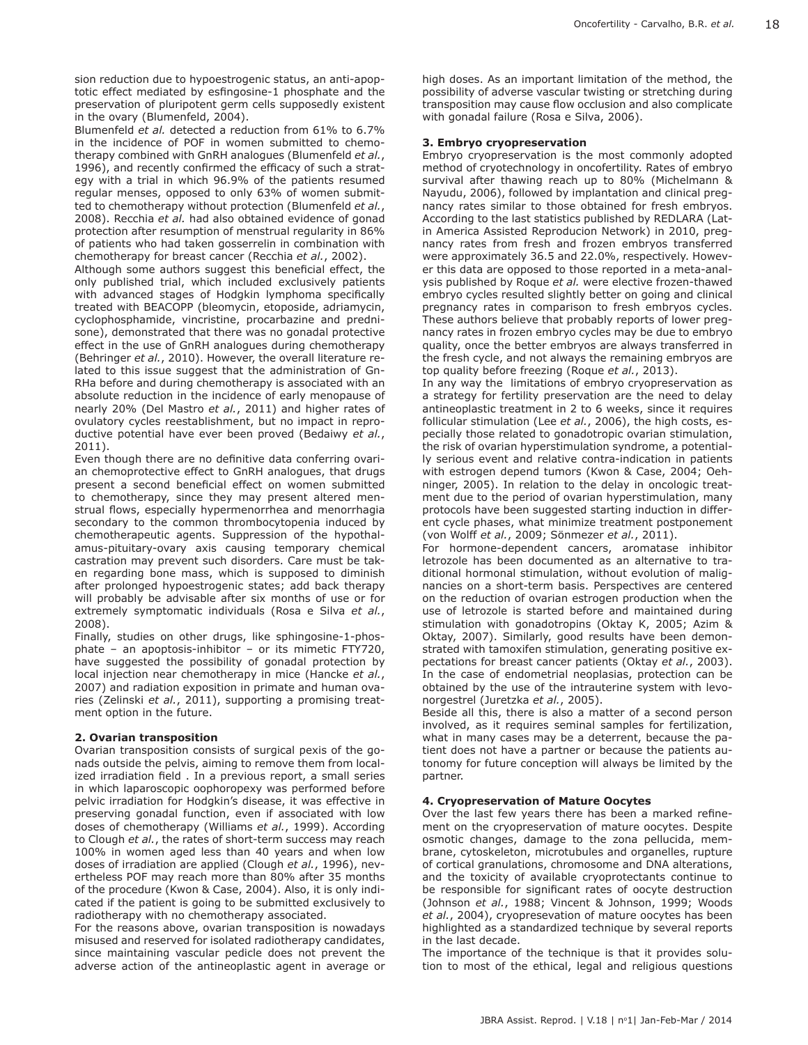sion reduction due to hypoestrogenic status, an anti-apoptotic effect mediated by esfingosine-1 phosphate and the preservation of pluripotent germ cells supposedly existent in the ovary (Blumenfeld, 2004).

Blumenfeld *et al.* detected a reduction from 61% to 6.7% in the incidence of POF in women submitted to chemotherapy combined with GnRH analogues (Blumenfeld *et al.*, 1996), and recently confirmed the efficacy of such a strategy with a trial in which 96.9% of the patients resumed regular menses, opposed to only 63% of women submitted to chemotherapy without protection (Blumenfeld *et al.*, 2008). Recchia *et al.* had also obtained evidence of gonad protection after resumption of menstrual regularity in 86% of patients who had taken gosserrelin in combination with chemotherapy for breast cancer (Recchia *et al.*, 2002).

Although some authors suggest this beneficial effect, the only published trial, which included exclusively patients with advanced stages of Hodgkin lymphoma specifically treated with BEACOPP (bleomycin, etoposide, adriamycin, cyclophosphamide, vincristine, procarbazine and prednisone), demonstrated that there was no gonadal protective effect in the use of GnRH analogues during chemotherapy (Behringer *et al.*, 2010). However, the overall literature related to this issue suggest that the administration of GnRHa before and during chemotherapy is associated with an absolute reduction in the incidence of early menopause of nearly 20% (Del Mastro *et al.*, 2011) and higher rates of ovulatory cycles reestablishment, but no impact in reproductive potential have ever been proved (Bedaiwy *et al.*, 2011).

Even though there are no definitive data conferring ovarian chemoprotective effect to GnRH analogues, that drugs present a second beneficial effect on women submitted to chemotherapy, since they may present altered menstrual flows, especially hypermenorrhea and menorrhagia secondary to the common thrombocytopenia induced by chemotherapeutic agents. Suppression of the hypothalamus-pituitary-ovary axis causing temporary chemical castration may prevent such disorders. Care must be taken regarding bone mass, which is supposed to diminish after prolonged hypoestrogenic states; add back therapy will probably be advisable after six months of use or for extremely symptomatic individuals (Rosa e Silva *et al.*, 2008).

Finally, studies on other drugs, like sphingosine-1-phosphate – an apoptosis-inhibitor – or its mimetic FTY720, have suggested the possibility of gonadal protection by local injection near chemotherapy in mice (Hancke *et al.*, 2007) and radiation exposition in primate and human ovaries (Zelinski *et al.*, 2011), supporting a promising treatment option in the future.

**2. Ovarian transposition**

Ovarian transposition consists of surgical pexis of the gonads outside the pelvis, aiming to remove them from localized irradiation field . In a previous report, a small series in which laparoscopic oophoropexy was performed before pelvic irradiation for Hodgkin's disease, it was effective in preserving gonadal function, even if associated with low doses of chemotherapy (Williams *et al.*, 1999). According to Clough *et al.*, the rates of short-term success may reach 100% in women aged less than 40 years and when low doses of irradiation are applied (Clough *et al.*, 1996), nevertheless POF may reach more than 80% after 35 months of the procedure (Kwon & Case, 2004). Also, it is only indicated if the patient is going to be submitted exclusively to radiotherapy with no chemotherapy associated.

For the reasons above, ovarian transposition is nowadays misused and reserved for isolated radiotherapy candidates, since maintaining vascular pedicle does not prevent the adverse action of the antineoplastic agent in average or high doses. As an important limitation of the method, the possibility of adverse vascular twisting or stretching during transposition may cause flow occlusion and also complicate with gonadal failure (Rosa e Silva, 2006).

**3. Embryo cryopreservation**

Embryo cryopreservation is the most commonly adopted method of cryotechnology in oncofertility. Rates of embryo survival after thawing reach up to 80% (Michelmann & Nayudu, 2006), followed by implantation and clinical pregnancy rates similar to those obtained for fresh embryos. According to the last statistics published by REDLARA (Latin America Assisted Reproducion Network) in 2010, pregnancy rates from fresh and frozen embryos transferred were approximately 36.5 and 22.0%, respectively. However this data are opposed to those reported in a meta-analysis published by Roque *et al.* were elective frozen-thawed embryo cycles resulted slightly better on going and clinical pregnancy rates in comparison to fresh embryos cycles. These authors believe that probably reports of lower pregnancy rates in frozen embryo cycles may be due to embryo quality, once the better embryos are always transferred in the fresh cycle, and not always the remaining embryos are top quality before freezing (Roque *et al.*, 2013).

In any way the limitations of embryo cryopreservation as a strategy for fertility preservation are the need to delay antineoplastic treatment in 2 to 6 weeks, since it requires follicular stimulation (Lee *et al.*, 2006), the high costs, especially those related to gonadotropic ovarian stimulation, the risk of ovarian hyperstimulation syndrome, a potentially serious event and relative contra-indication in patients with estrogen depend tumors (Kwon & Case, 2004; Oehninger, 2005). In relation to the delay in oncologic treatment due to the period of ovarian hyperstimulation, many protocols have been suggested starting induction in different cycle phases, what minimize treatment postponement (von Wolff *et al.*, 2009; Sönmezer *et al.*, 2011).

For hormone-dependent cancers, aromatase inhibitor letrozole has been documented as an alternative to traditional hormonal stimulation, without evolution of malignancies on a short-term basis. Perspectives are centered on the reduction of ovarian estrogen production when the use of letrozole is started before and maintained during stimulation with gonadotropins (Oktay K, 2005; Azim & Oktay, 2007). Similarly, good results have been demonstrated with tamoxifen stimulation, generating positive expectations for breast cancer patients (Oktay *et al.*, 2003). In the case of endometrial neoplasias, protection can be obtained by the use of the intrauterine system with levonorgestrel (Juretzka *et al.*, 2005).

Beside all this, there is also a matter of a second person involved, as it requires seminal samples for fertilization, what in many cases may be a deterrent, because the patient does not have a partner or because the patients autonomy for future conception will always be limited by the partner.

**4. Cryopreservation of Mature Oocytes**

Over the last few years there has been a marked refinement on the cryopreservation of mature oocytes. Despite osmotic changes, damage to the zona pellucida, membrane, cytoskeleton, microtubules and organelles, rupture of cortical granulations, chromosome and DNA alterations, and the toxicity of available cryoprotectants continue to be responsible for significant rates of oocyte destruction (Johnson *et al.*, 1988; Vincent & Johnson, 1999; Woods *et al.*, 2004), cryopresevation of mature oocytes has been highlighted as a standardized technique by several reports in the last decade.

The importance of the technique is that it provides solution to most of the ethical, legal and religious questions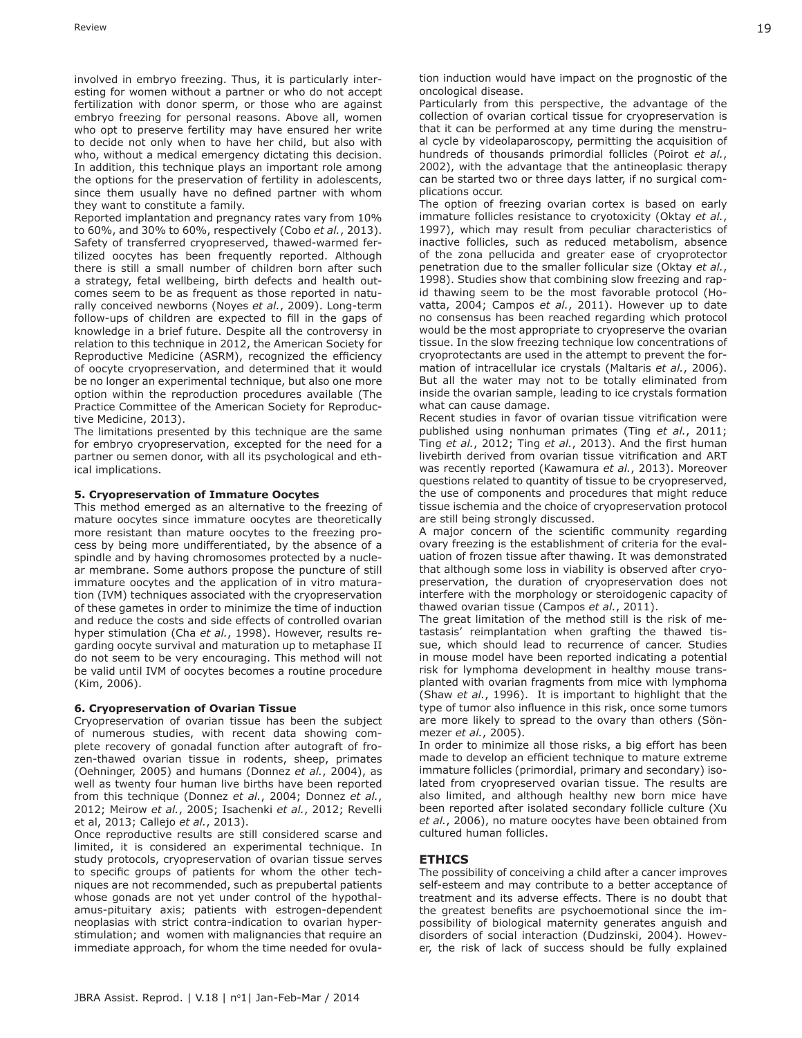involved in embryo freezing. Thus, it is particularly interesting for women without a partner or who do not accept fertilization with donor sperm, or those who are against embryo freezing for personal reasons. Above all, women who opt to preserve fertility may have ensured her write to decide not only when to have her child, but also with who, without a medical emergency dictating this decision. In addition, this technique plays an important role among the options for the preservation of fertility in adolescents, since them usually have no defined partner with whom they want to constitute a family.

Reported implantation and pregnancy rates vary from 10% to 60%, and 30% to 60%, respectively (Cobo *et al.*, 2013). Safety of transferred cryopreserved, thawed-warmed fertilized oocytes has been frequently reported. Although there is still a small number of children born after such a strategy, fetal wellbeing, birth defects and health outcomes seem to be as frequent as those reported in naturally conceived newborns (Noyes *et al.*, 2009). Long-term follow-ups of children are expected to fill in the gaps of knowledge in a brief future. Despite all the controversy in relation to this technique in 2012, the American Society for Reproductive Medicine (ASRM), recognized the efficiency of oocyte cryopreservation, and determined that it would be no longer an experimental technique, but also one more option within the reproduction procedures available (The Practice Committee of the American Society for Reproductive Medicine, 2013).

The limitations presented by this technique are the same for embryo cryopreservation, excepted for the need for a partner ou semen donor, with all its psychological and ethical implications.

**5. Cryopreservation of Immature Oocytes**

This method emerged as an alternative to the freezing of mature oocytes since immature oocytes are theoretically more resistant than mature oocytes to the freezing process by being more undifferentiated, by the absence of a spindle and by having chromosomes protected by a nuclear membrane. Some authors propose the puncture of still immature oocytes and the application of in vitro maturation (IVM) techniques associated with the cryopreservation of these gametes in order to minimize the time of induction and reduce the costs and side effects of controlled ovarian hyper stimulation (Cha *et al.*, 1998). However, results regarding oocyte survival and maturation up to metaphase II do not seem to be very encouraging. This method will not be valid until IVM of oocytes becomes a routine procedure (Kim, 2006).

**6. Cryopreservation of Ovarian Tissue**

Cryopreservation of ovarian tissue has been the subject of numerous studies, with recent data showing complete recovery of gonadal function after autograft of frozen-thawed ovarian tissue in rodents, sheep, primates (Oehninger, 2005) and humans (Donnez *et al.*, 2004), as well as twenty four human live births have been reported from this technique (Donnez *et al.*, 2004; Donnez *et al.*, 2012; Meirow *et al.*, 2005; Isachenki *et al.*, 2012; Revelli et al, 2013; Callejo *et al.*, 2013).

Once reproductive results are still considered scarse and limited, it is considered an experimental technique. In study protocols, cryopreservation of ovarian tissue serves to specific groups of patients for whom the other techniques are not recommended, such as prepubertal patients whose gonads are not yet under control of the hypothalamus-pituitary axis; patients with estrogen-dependent neoplasias with strict contra-indication to ovarian hyperstimulation; and women with malignancies that require an immediate approach, for whom the time needed for ovulation induction would have impact on the prognostic of the oncological disease.

Particularly from this perspective, the advantage of the collection of ovarian cortical tissue for cryopreservation is that it can be performed at any time during the menstrual cycle by videolaparoscopy, permitting the acquisition of hundreds of thousands primordial follicles (Poirot *et al.*, 2002), with the advantage that the antineoplasic therapy can be started two or three days latter, if no surgical complications occur.

The option of freezing ovarian cortex is based on early immature follicles resistance to cryotoxicity (Oktay *et al.*, 1997), which may result from peculiar characteristics of inactive follicles, such as reduced metabolism, absence of the zona pellucida and greater ease of cryoprotector penetration due to the smaller follicular size (Oktay *et al.*, 1998). Studies show that combining slow freezing and rapid thawing seem to be the most favorable protocol (Hovatta, 2004; Campos *et al.*, 2011). However up to date no consensus has been reached regarding which protocol would be the most appropriate to cryopreserve the ovarian tissue. In the slow freezing technique low concentrations of cryoprotectants are used in the attempt to prevent the formation of intracellular ice crystals (Maltaris *et al.*, 2006). But all the water may not to be totally eliminated from inside the ovarian sample, leading to ice crystals formation what can cause damage.

Recent studies in favor of ovarian tissue vitrification were published using nonhuman primates (Ting *et al.*, 2011; Ting *et al.*, 2012; Ting *et al.*, 2013). And the first human livebirth derived from ovarian tissue vitrification and ART was recently reported (Kawamura *et al.*, 2013). Moreover questions related to quantity of tissue to be cryopreserved, the use of components and procedures that might reduce tissue ischemia and the choice of cryopreservation protocol are still being strongly discussed.

A major concern of the scientific community regarding ovary freezing is the establishment of criteria for the evaluation of frozen tissue after thawing. It was demonstrated that although some loss in viability is observed after cryopreservation, the duration of cryopreservation does not interfere with the morphology or steroidogenic capacity of thawed ovarian tissue (Campos *et al.*, 2011).

The great limitation of the method still is the risk of metastasis' reimplantation when grafting the thawed tissue, which should lead to recurrence of cancer. Studies in mouse model have been reported indicating a potential risk for lymphoma development in healthy mouse transplanted with ovarian fragments from mice with lymphoma (Shaw *et al.*, 1996). It is important to highlight that the type of tumor also influence in this risk, once some tumors are more likely to spread to the ovary than others (Sönmezer *et al.*, 2005).

In order to minimize all those risks, a big effort has been made to develop an efficient technique to mature extreme immature follicles (primordial, primary and secondary) isolated from cryopreserved ovarian tissue. The results are also limited, and although healthy new born mice have been reported after isolated secondary follicle culture (Xu *et al.*, 2006), no mature oocytes have been obtained from cultured human follicles.

## ETHICS

The possibility of conceiving a child after a cancer improves self-esteem and may contribute to a better acceptance of treatment and its adverse effects. There is no doubt that the greatest benefits are psychoemotional since the impossibility of biological maternity generates anguish and disorders of social interaction (Dudzinski, 2004). However, the risk of lack of success should be fully explained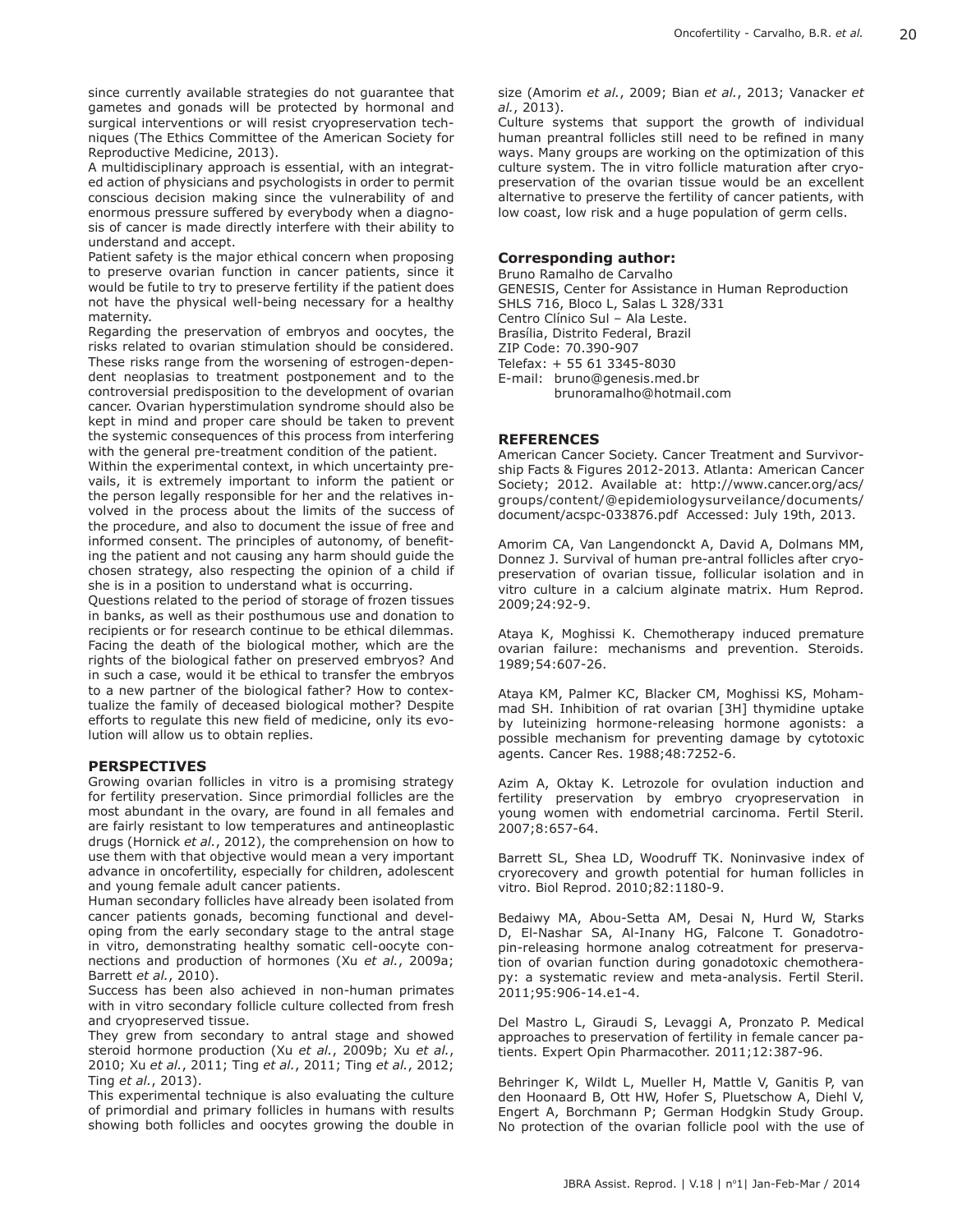since currently available strategies do not guarantee that gametes and gonads will be protected by hormonal and surgical interventions or will resist cryopreservation techniques (The Ethics Committee of the American Society for Reproductive Medicine, 2013).

A multidisciplinary approach is essential, with an integrated action of physicians and psychologists in order to permit conscious decision making since the vulnerability of and enormous pressure suffered by everybody when a diagnosis of cancer is made directly interfere with their ability to understand and accept.

Patient safety is the major ethical concern when proposing to preserve ovarian function in cancer patients, since it would be futile to try to preserve fertility if the patient does not have the physical well-being necessary for a healthy maternity.

Regarding the preservation of embryos and oocytes, the risks related to ovarian stimulation should be considered. These risks range from the worsening of estrogen-dependent neoplasias to treatment postponement and to the controversial predisposition to the development of ovarian cancer. Ovarian hyperstimulation syndrome should also be kept in mind and proper care should be taken to prevent the systemic consequences of this process from interfering with the general pre-treatment condition of the patient.

Within the experimental context, in which uncertainty prevails, it is extremely important to inform the patient or the person legally responsible for her and the relatives involved in the process about the limits of the success of the procedure, and also to document the issue of free and informed consent. The principles of autonomy, of benefiting the patient and not causing any harm should guide the chosen strategy, also respecting the opinion of a child if she is in a position to understand what is occurring.

Questions related to the period of storage of frozen tissues in banks, as well as their posthumous use and donation to recipients or for research continue to be ethical dilemmas. Facing the death of the biological mother, which are the rights of the biological father on preserved embryos? And in such a case, would it be ethical to transfer the embryos to a new partner of the biological father? How to contextualize the family of deceased biological mother? Despite efforts to regulate this new field of medicine, only its evolution will allow us to obtain replies.

## PERSPECTIVES

Growing ovarian follicles in vitro is a promising strategy for fertility preservation. Since primordial follicles are the most abundant in the ovary, are found in all females and are fairly resistant to low temperatures and antineoplastic drugs (Hornick *et al.*, 2012), the comprehension on how to use them with that objective would mean a very important advance in oncofertility, especially for children, adolescent and young female adult cancer patients.

Human secondary follicles have already been isolated from cancer patients gonads, becoming functional and developing from the early secondary stage to the antral stage in vitro, demonstrating healthy somatic cell-oocyte connections and production of hormones (Xu *et al.*, 2009a; Barrett *et al.*, 2010).

Success has been also achieved in non-human primates with in vitro secondary follicle culture collected from fresh and cryopreserved tissue.

They grew from secondary to antral stage and showed steroid hormone production (Xu *et al.*, 2009b; Xu *et al.*, 2010; Xu *et al.*, 2011; Ting *et al.*, 2011; Ting *et al.*, 2012; Ting *et al.*, 2013).

This experimental technique is also evaluating the culture of primordial and primary follicles in humans with results showing both follicles and oocytes growing the double in size (Amorim *et al.*, 2009; Bian *et al.*, 2013; Vanacker *et al.*, 2013).

Culture systems that support the growth of individual human preantral follicles still need to be refined in many ways. Many groups are working on the optimization of this culture system. The in vitro follicle maturation after cryopreservation of the ovarian tissue would be an excellent alternative to preserve the fertility of cancer patients, with low coast, low risk and a huge population of germ cells.

**Corresponding author:**

Bruno Ramalho de Carvalho
GENESIS, Center for Assistance in Human Reproduction
SHLS 716, Bloco L, Salas L 328/331
Centro Clínico Sul – Ala Leste.
Brasília, Distrito Federal, Brazil
ZIP Code: 70.390-907
Telefax: + 55 61 3345-8030
E-mail: bruno@genesis.med.br
brunoramalho@hotmail.com

## REFERENCES

American Cancer Society. Cancer Treatment and Survivorship Facts & Figures 2012-2013. Atlanta: American Cancer Society; 2012. Available at: http://www.cancer.org/acs/groups/content/@epidemiologysurveilance/documents/document/acspc-033876.pdf Accessed: July 19th, 2013.

Amorim CA, Van Langendonckt A, David A, Dolmans MM, Donnez J. Survival of human pre-antral follicles after cryopreservation of ovarian tissue, follicular isolation and in vitro culture in a calcium alginate matrix. Hum Reprod. 2009;24:92-9.

Ataya K, Moghissi K. Chemotherapy induced premature ovarian failure: mechanisms and prevention. Steroids. 1989;54:607-26.

Ataya KM, Palmer KC, Blacker CM, Moghissi KS, Mohammad SH. Inhibition of rat ovarian [3H] thymidine uptake by luteinizing hormone-releasing hormone agonists: a possible mechanism for preventing damage by cytotoxic agents. Cancer Res. 1988;48:7252-6.

Azim A, Oktay K. Letrozole for ovulation induction and fertility preservation by embryo cryopreservation in young women with endometrial carcinoma. Fertil Steril. 2007;8:657-64.

Barrett SL, Shea LD, Woodruff TK. Noninvasive index of cryorecovery and growth potential for human follicles in vitro. Biol Reprod. 2010;82:1180-9.

Bedaiwy MA, Abou-Setta AM, Desai N, Hurd W, Starks D, El-Nashar SA, Al-Inany HG, Falcone T. Gonadotropin-releasing hormone analog cotreatment for preservation of ovarian function during gonadotoxic chemotherapy: a systematic review and meta-analysis. Fertil Steril. 2011;95:906-14.e1-4.

Del Mastro L, Giraudi S, Levaggi A, Pronzato P. Medical approaches to preservation of fertility in female cancer patients. Expert Opin Pharmacother. 2011;12:387-96.

Behringer K, Wildt L, Mueller H, Mattle V, Ganitis P, van den Hoonaard B, Ott HW, Hofer S, Pluetschow A, Diehl V, Engert A, Borchmann P; German Hodgkin Study Group. No protection of the ovarian follicle pool with the use of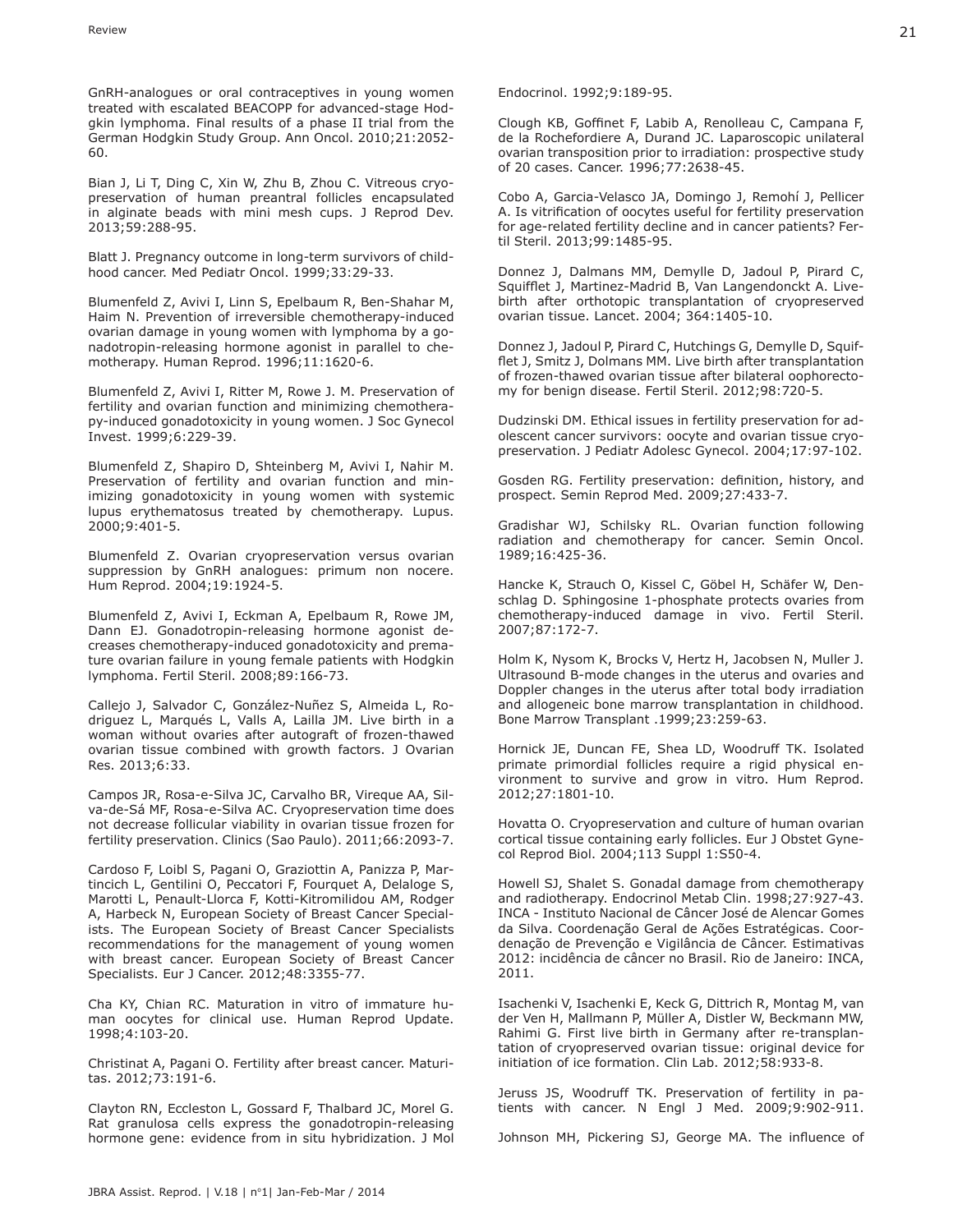GnRH-analogues or oral contraceptives in young women treated with escalated BEACOPP for advanced-stage Hodgkin lymphoma. Final results of a phase II trial from the German Hodgkin Study Group. Ann Oncol. 2010;21:2052-60.

Bian J, Li T, Ding C, Xin W, Zhu B, Zhou C. Vitreous cryopreservation of human preantral follicles encapsulated in alginate beads with mini mesh cups. J Reprod Dev. 2013;59:288-95.

Blatt J. Pregnancy outcome in long-term survivors of childhood cancer. Med Pediatr Oncol. 1999;33:29-33.

Blumenfeld Z, Avivi I, Linn S, Epelbaum R, Ben-Shahar M, Haim N. Prevention of irreversible chemotherapy-induced ovarian damage in young women with lymphoma by a gonadotropin-releasing hormone agonist in parallel to chemotherapy. Human Reprod. 1996;11:1620-6.

Blumenfeld Z, Avivi I, Ritter M, Rowe J. M. Preservation of fertility and ovarian function and minimizing chemotherapy-induced gonadotoxicity in young women. J Soc Gynecol Invest. 1999;6:229-39.

Blumenfeld Z, Shapiro D, Shteinberg M, Avivi I, Nahir M. Preservation of fertility and ovarian function and minimizing gonadotoxicity in young women with systemic lupus erythematosus treated by chemotherapy. Lupus. 2000;9:401-5.

Blumenfeld Z. Ovarian cryopreservation versus ovarian suppression by GnRH analogues: primum non nocere. Hum Reprod. 2004;19:1924-5.

Blumenfeld Z, Avivi I, Eckman A, Epelbaum R, Rowe JM, Dann EJ. Gonadotropin-releasing hormone agonist decreases chemotherapy-induced gonadotoxicity and premature ovarian failure in young female patients with Hodgkin lymphoma. Fertil Steril. 2008;89:166-73.

Callejo J, Salvador C, González-Nuñez S, Almeida L, Rodriguez L, Marqués L, Valls A, Lailla JM. Live birth in a woman without ovaries after autograft of frozen-thawed ovarian tissue combined with growth factors. J Ovarian Res. 2013;6:33.

Campos JR, Rosa-e-Silva JC, Carvalho BR, Vireque AA, Silva-de-Sá MF, Rosa-e-Silva AC. Cryopreservation time does not decrease follicular viability in ovarian tissue frozen for fertility preservation. Clinics (Sao Paulo). 2011;66:2093-7.

Cardoso F, Loibl S, Pagani O, Graziottin A, Panizza P, Martincich L, Gentilini O, Peccatori F, Fourquet A, Delaloge S, Marotti L, Penault-Llorca F, Kotti-Kitromilidou AM, Rodger A, Harbeck N, European Society of Breast Cancer Specialists. The European Society of Breast Cancer Specialists recommendations for the management of young women with breast cancer. European Society of Breast Cancer Specialists. Eur J Cancer. 2012;48:3355-77.

Cha KY, Chian RC. Maturation in vitro of immature human oocytes for clinical use. Human Reprod Update. 1998;4:103-20.

Christinat A, Pagani O. Fertility after breast cancer. Maturitas. 2012;73:191-6.

Clayton RN, Eccleston L, Gossard F, Thalbard JC, Morel G. Rat granulosa cells express the gonadotropin-releasing hormone gene: evidence from in situ hybridization. J Mol Endocrinol. 1992;9:189-95.

Clough KB, Goffinet F, Labib A, Renolleau C, Campana F, de la Rochefordiere A, Durand JC. Laparoscopic unilateral ovarian transposition prior to irradiation: prospective study of 20 cases. Cancer. 1996;77:2638-45.

Cobo A, Garcia-Velasco JA, Domingo J, Remohí J, Pellicer A. Is vitrification of oocytes useful for fertility preservation for age-related fertility decline and in cancer patients? Fertil Steril. 2013;99:1485-95.

Donnez J, Dalmans MM, Demylle D, Jadoul P, Pirard C, Squifflet J, Martinez-Madrid B, Van Langendonckt A. Livebirth after orthotopic transplantation of cryopreserved ovarian tissue. Lancet. 2004; 364:1405-10.

Donnez J, Jadoul P, Pirard C, Hutchings G, Demylle D, Squifflet J, Smitz J, Dolmans MM. Live birth after transplantation of frozen-thawed ovarian tissue after bilateral oophorectomy for benign disease. Fertil Steril. 2012;98:720-5.

Dudzinski DM. Ethical issues in fertility preservation for adolescent cancer survivors: oocyte and ovarian tissue cryopreservation. J Pediatr Adolesc Gynecol. 2004;17:97-102.

Gosden RG. Fertility preservation: definition, history, and prospect. Semin Reprod Med. 2009;27:433-7.

Gradishar WJ, Schilsky RL. Ovarian function following radiation and chemotherapy for cancer. Semin Oncol. 1989;16:425-36.

Hancke K, Strauch O, Kissel C, Göbel H, Schäfer W, Denschlag D. Sphingosine 1-phosphate protects ovaries from chemotherapy-induced damage in vivo. Fertil Steril. 2007;87:172-7.

Holm K, Nysom K, Brocks V, Hertz H, Jacobsen N, Muller J. Ultrasound B-mode changes in the uterus and ovaries and Doppler changes in the uterus after total body irradiation and allogeneic bone marrow transplantation in childhood. Bone Marrow Transplant .1999;23:259-63.

Hornick JE, Duncan FE, Shea LD, Woodruff TK. Isolated primate primordial follicles require a rigid physical environment to survive and grow in vitro. Hum Reprod. 2012;27:1801-10.

Hovatta O. Cryopreservation and culture of human ovarian cortical tissue containing early follicles. Eur J Obstet Gynecol Reprod Biol. 2004;113 Suppl 1:S50-4.

Howell SJ, Shalet S. Gonadal damage from chemotherapy and radiotherapy. Endocrinol Metab Clin. 1998;27:927-43.

INCA - Instituto Nacional de Câncer José de Alencar Gomes da Silva. Coordenação Geral de Ações Estratégicas. Coordenação de Prevenção e Vigilância de Câncer. Estimativas 2012: incidência de câncer no Brasil. Rio de Janeiro: INCA, 2011.

Isachenki V, Isachenki E, Keck G, Dittrich R, Montag M, van der Ven H, Mallmann P, Müller A, Distler W, Beckmann MW, Rahimi G. First live birth in Germany after re-transplantation of cryopreserved ovarian tissue: original device for initiation of ice formation. Clin Lab. 2012;58:933-8.

Jeruss JS, Woodruff TK. Preservation of fertility in patients with cancer. N Engl J Med. 2009;9:902-911.

Johnson MH, Pickering SJ, George MA. The influence of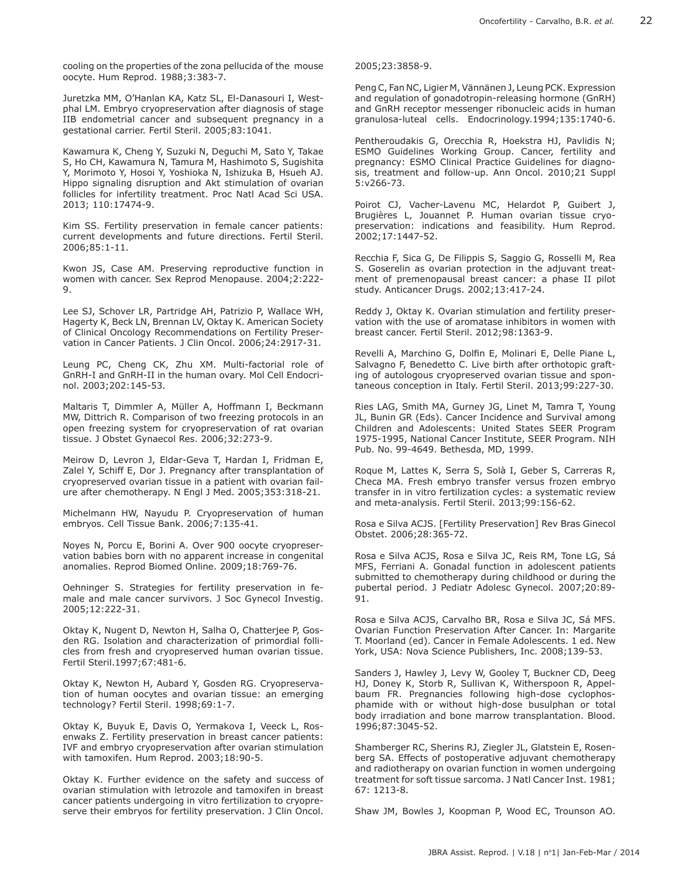cooling on the properties of the zona pellucida of the mouse oocyte. Hum Reprod. 1988;3:383-7.

Juretzka MM, O'Hanlan KA, Katz SL, El-Danasouri I, Westphal LM. Embryo cryopreservation after diagnosis of stage IIB endometrial cancer and subsequent pregnancy in a gestational carrier. Fertil Steril. 2005;83:1041.

Kawamura K, Cheng Y, Suzuki N, Deguchi M, Sato Y, Takae S, Ho CH, Kawamura N, Tamura M, Hashimoto S, Sugishita Y, Morimoto Y, Hosoi Y, Yoshioka N, Ishizuka B, Hsueh AJ. Hippo signaling disruption and Akt stimulation of ovarian follicles for infertility treatment. Proc Natl Acad Sci USA. 2013; 110:17474-9.

Kim SS. Fertility preservation in female cancer patients: current developments and future directions. Fertil Steril. 2006;85:1-11.

Kwon JS, Case AM. Preserving reproductive function in women with cancer. Sex Reprod Menopause. 2004;2:222-9.

Lee SJ, Schover LR, Partridge AH, Patrizio P, Wallace WH, Hagerty K, Beck LN, Brennan LV, Oktay K. American Society of Clinical Oncology Recommendations on Fertility Preservation in Cancer Patients. J Clin Oncol. 2006;24:2917-31.

Leung PC, Cheng CK, Zhu XM. Multi-factorial role of GnRH-I and GnRH-II in the human ovary. Mol Cell Endocrinol. 2003;202:145-53.

Maltaris T, Dimmler A, Müller A, Hoffmann I, Beckmann MW, Dittrich R. Comparison of two freezing protocols in an open freezing system for cryopreservation of rat ovarian tissue. J Obstet Gynaecol Res. 2006;32:273-9.

Meirow D, Levron J, Eldar-Geva T, Hardan I, Fridman E, Zalel Y, Schiff E, Dor J. Pregnancy after transplantation of cryopreserved ovarian tissue in a patient with ovarian failure after chemotherapy. N Engl J Med. 2005;353:318-21.

Michelmann HW, Nayudu P. Cryopreservation of human embryos. Cell Tissue Bank. 2006;7:135-41.

Noyes N, Porcu E, Borini A. Over 900 oocyte cryopreservation babies born with no apparent increase in congenital anomalies. Reprod Biomed Online. 2009;18:769-76.

Oehninger S. Strategies for fertility preservation in female and male cancer survivors. J Soc Gynecol Investig. 2005;12:222-31.

Oktay K, Nugent D, Newton H, Salha O, Chatterjee P, Gosden RG. Isolation and characterization of primordial follicles from fresh and cryopreserved human ovarian tissue. Fertil Steril.1997;67:481-6.

Oktay K, Newton H, Aubard Y, Gosden RG. Cryopreservation of human oocytes and ovarian tissue: an emerging technology? Fertil Steril. 1998;69:1-7.

Oktay K, Buyuk E, Davis O, Yermakova I, Veeck L, Rosenwaks Z. Fertility preservation in breast cancer patients: IVF and embryo cryopreservation after ovarian stimulation with tamoxifen. Hum Reprod. 2003;18:90-5.

Oktay K. Further evidence on the safety and success of ovarian stimulation with letrozole and tamoxifen in breast cancer patients undergoing in vitro fertilization to cryopreserve their embryos for fertility preservation. J Clin Oncol. 2005;23:3858-9.

Peng C, Fan NC, Ligier M, Vännänen J, Leung PCK. Expression and regulation of gonadotropin-releasing hormone (GnRH) and GnRH receptor messenger ribonucleic acids in human granulosa-luteal cells. Endocrinology.1994;135:1740-6.

Pentheroudakis G, Orecchia R, Hoekstra HJ, Pavlidis N; ESMO Guidelines Working Group. Cancer, fertility and pregnancy: ESMO Clinical Practice Guidelines for diagnosis, treatment and follow-up. Ann Oncol. 2010;21 Suppl 5:v266-73.

Poirot CJ, Vacher-Lavenu MC, Helardot P, Guibert J, Brugières L, Jouannet P. Human ovarian tissue cryopreservation: indications and feasibility. Hum Reprod. 2002;17:1447-52.

Recchia F, Sica G, De Filippis S, Saggio G, Rosselli M, Rea S. Goserelin as ovarian protection in the adjuvant treatment of premenopausal breast cancer: a phase II pilot study. Anticancer Drugs. 2002;13:417-24.

Reddy J, Oktay K. Ovarian stimulation and fertility preservation with the use of aromatase inhibitors in women with breast cancer. Fertil Steril. 2012;98:1363-9.

Revelli A, Marchino G, Dolfin E, Molinari E, Delle Piane L, Salvagno F, Benedetto C. Live birth after orthotopic grafting of autologous cryopreserved ovarian tissue and spontaneous conception in Italy. Fertil Steril. 2013;99:227-30.

Ries LAG, Smith MA, Gurney JG, Linet M, Tamra T, Young JL, Bunin GR (Eds). Cancer Incidence and Survival among Children and Adolescents: United States SEER Program 1975-1995, National Cancer Institute, SEER Program. NIH Pub. No. 99-4649. Bethesda, MD, 1999.

Roque M, Lattes K, Serra S, Solà I, Geber S, Carreras R, Checa MA. Fresh embryo transfer versus frozen embryo transfer in in vitro fertilization cycles: a systematic review and meta-analysis. Fertil Steril. 2013;99:156-62.

Rosa e Silva ACJS. [Fertility Preservation] Rev Bras Ginecol Obstet. 2006;28:365-72.

Rosa e Silva ACJS, Rosa e Silva JC, Reis RM, Tone LG, Sá MFS, Ferriani A. Gonadal function in adolescent patients submitted to chemotherapy during childhood or during the pubertal period. J Pediatr Adolesc Gynecol. 2007;20:89-91.

Rosa e Silva ACJS, Carvalho BR, Rosa e Silva JC, Sá MFS. Ovarian Function Preservation After Cancer. In: Margarite T. Moorland (ed). Cancer in Female Adolescents. 1 ed. New York, USA: Nova Science Publishers, Inc. 2008;139-53.

Sanders J, Hawley J, Levy W, Gooley T, Buckner CD, Deeg HJ, Doney K, Storb R, Sullivan K, Witherspoon R, Appelbaum FR. Pregnancies following high-dose cyclophosphamide with or without high-dose busulphan or total body irradiation and bone marrow transplantation. Blood. 1996;87:3045-52.

Shamberger RC, Sherins RJ, Ziegler JL, Glatstein E, Rosenberg SA. Effects of postoperative adjuvant chemotherapy and radiotherapy on ovarian function in women undergoing treatment for soft tissue sarcoma. J Natl Cancer Inst. 1981; 67: 1213-8.

Shaw JM, Bowles J, Koopman P, Wood EC, Trounson AO.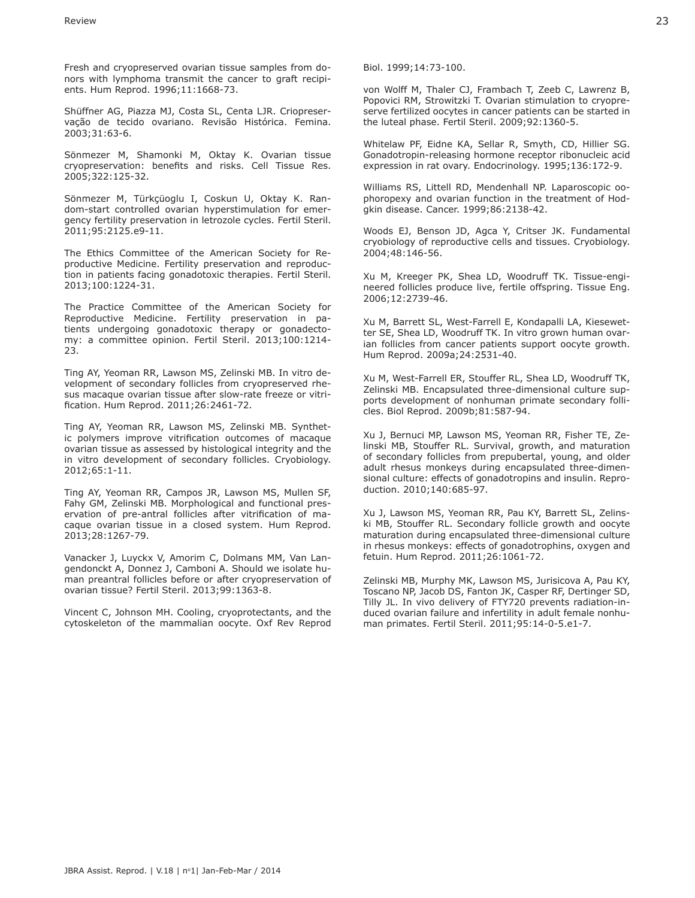Fresh and cryopreserved ovarian tissue samples from donors with lymphoma transmit the cancer to graft recipients. Hum Reprod. 1996;11:1668-73.

Shüffner AG, Piazza MJ, Costa SL, Centa LJR. Criopreservação de tecido ovariano. Revisão Histórica. Femina. 2003;31:63-6.

Sönmezer M, Shamonki M, Oktay K. Ovarian tissue cryopreservation: benefits and risks. Cell Tissue Res. 2005;322:125-32.

Sönmezer M, Türkçüoglu I, Coskun U, Oktay K. Random-start controlled ovarian hyperstimulation for emergency fertility preservation in letrozole cycles. Fertil Steril. 2011;95:2125.e9-11.

The Ethics Committee of the American Society for Reproductive Medicine. Fertility preservation and reproduction in patients facing gonadotoxic therapies. Fertil Steril. 2013;100:1224-31.

The Practice Committee of the American Society for Reproductive Medicine. Fertility preservation in patients undergoing gonadotoxic therapy or gonadectomy: a committee opinion. Fertil Steril. 2013;100:1214-23.

Ting AY, Yeoman RR, Lawson MS, Zelinski MB. In vitro development of secondary follicles from cryopreserved rhesus macaque ovarian tissue after slow-rate freeze or vitrification. Hum Reprod. 2011;26:2461-72.

Ting AY, Yeoman RR, Lawson MS, Zelinski MB. Synthetic polymers improve vitrification outcomes of macaque ovarian tissue as assessed by histological integrity and the in vitro development of secondary follicles. Cryobiology. 2012;65:1-11.

Ting AY, Yeoman RR, Campos JR, Lawson MS, Mullen SF, Fahy GM, Zelinski MB. Morphological and functional preservation of pre-antral follicles after vitrification of macaque ovarian tissue in a closed system. Hum Reprod. 2013;28:1267-79.

Vanacker J, Luyckx V, Amorim C, Dolmans MM, Van Langendonckt A, Donnez J, Camboni A. Should we isolate human preantral follicles before or after cryopreservation of ovarian tissue? Fertil Steril. 2013;99:1363-8.

Vincent C, Johnson MH. Cooling, cryoprotectants, and the cytoskeleton of the mammalian oocyte. Oxf Rev Reprod Biol. 1999;14:73-100.

von Wolff M, Thaler CJ, Frambach T, Zeeb C, Lawrenz B, Popovici RM, Strowitzki T. Ovarian stimulation to cryopreserve fertilized oocytes in cancer patients can be started in the luteal phase. Fertil Steril. 2009;92:1360-5.

Whitelaw PF, Eidne KA, Sellar R, Smyth, CD, Hillier SG. Gonadotropin-releasing hormone receptor ribonucleic acid expression in rat ovary. Endocrinology. 1995;136:172-9.

Williams RS, Littell RD, Mendenhall NP. Laparoscopic oophoropexy and ovarian function in the treatment of Hodgkin disease. Cancer. 1999;86:2138-42.

Woods EJ, Benson JD, Agca Y, Critser JK. Fundamental cryobiology of reproductive cells and tissues. Cryobiology. 2004;48:146-56.

Xu M, Kreeger PK, Shea LD, Woodruff TK. Tissue-engineered follicles produce live, fertile offspring. Tissue Eng. 2006;12:2739-46.

Xu M, Barrett SL, West-Farrell E, Kondapalli LA, Kiesewetter SE, Shea LD, Woodruff TK. In vitro grown human ovarian follicles from cancer patients support oocyte growth. Hum Reprod. 2009a;24:2531-40.

Xu M, West-Farrell ER, Stouffer RL, Shea LD, Woodruff TK, Zelinski MB. Encapsulated three-dimensional culture supports development of nonhuman primate secondary follicles. Biol Reprod. 2009b;81:587-94.

Xu J, Bernuci MP, Lawson MS, Yeoman RR, Fisher TE, Zelinski MB, Stouffer RL. Survival, growth, and maturation of secondary follicles from prepubertal, young, and older adult rhesus monkeys during encapsulated three-dimensional culture: effects of gonadotropins and insulin. Reproduction. 2010;140:685-97.

Xu J, Lawson MS, Yeoman RR, Pau KY, Barrett SL, Zelinski MB, Stouffer RL. Secondary follicle growth and oocyte maturation during encapsulated three-dimensional culture in rhesus monkeys: effects of gonadotrophins, oxygen and fetuin. Hum Reprod. 2011;26:1061-72.

Zelinski MB, Murphy MK, Lawson MS, Jurisicova A, Pau KY, Toscano NP, Jacob DS, Fanton JK, Casper RF, Dertinger SD, Tilly JL. In vivo delivery of FTY720 prevents radiation-induced ovarian failure and infertility in adult female nonhuman primates. Fertil Steril. 2011;95:14-0-5.e1-7.